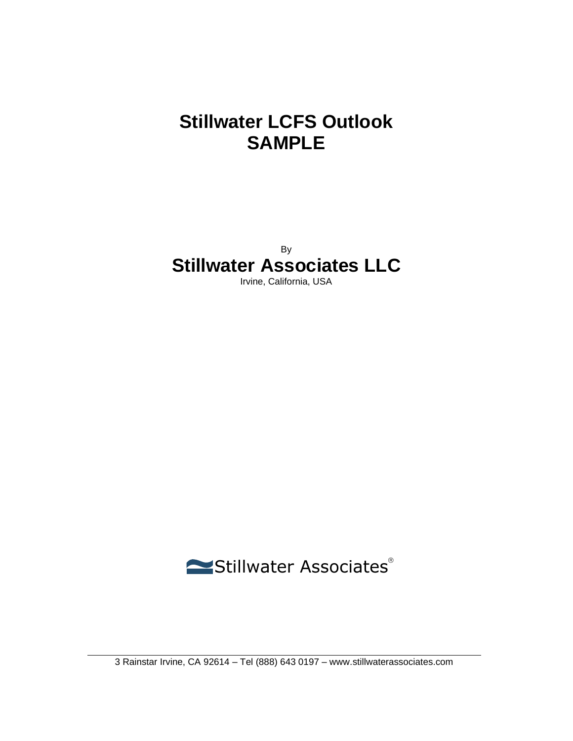# Stillwater LCFS Outlook
# SAMPLE

By

## Stillwater Associates LLC

Irvine, California, USA

Stillwater Associates®

3 Rainstar Irvine, CA 92614 – Tel (888) 643 0197 – www.stillwaterassociates.com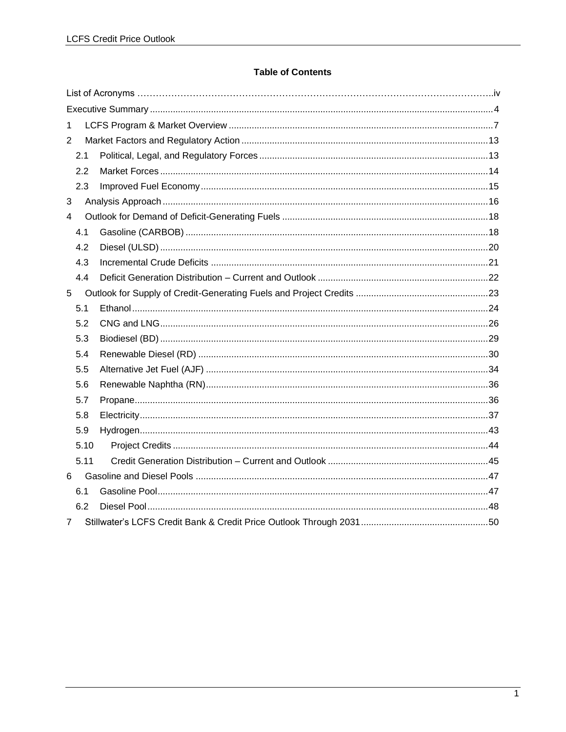## Table of Contents

List of Acronyms ........................................................................................................................iv

Executive Summary .......................................................................................................................4

1 LCFS Program & Market Overview .........................................................................................7

2 Market Factors and Regulatory Action ....................................................................................13

  2.1 Political, Legal, and Regulatory Forces ............................................................................13

  2.2 Market Forces ....................................................................................................................14

  2.3 Improved Fuel Economy ....................................................................................................15

3 Analysis Approach ....................................................................................................................16

4 Outlook for Demand of Deficit-Generating Fuels ...................................................................18

  4.1 Gasoline (CARBOB) .........................................................................................................18

  4.2 Diesel (ULSD) ...................................................................................................................20

  4.3 Incremental Crude Deficits ...............................................................................................21

  4.4 Deficit Generation Distribution – Current and Outlook .....................................................22

5 Outlook for Supply of Credit-Generating Fuels and Project Credits .......................................23

  5.1 Ethanol ..............................................................................................................................24

  5.2 CNG and LNG ...................................................................................................................26

  5.3 Biodiesel (BD) ...................................................................................................................29

  5.4 Renewable Diesel (RD) .....................................................................................................30

  5.5 Alternative Jet Fuel (AJF) .................................................................................................34

  5.6 Renewable Naphtha (RN) .................................................................................................36

  5.7 Propane .............................................................................................................................36

  5.8 Electricity ...........................................................................................................................37

  5.9 Hydrogen ...........................................................................................................................43

  5.10 Project Credits .................................................................................................................44

  5.11 Credit Generation Distribution – Current and Outlook ....................................................45

6 Gasoline and Diesel Pools .......................................................................................................47

  6.1 Gasoline Pool .....................................................................................................................47

  6.2 Diesel Pool .........................................................................................................................48

7 Stillwater's LCFS Credit Bank & Credit Price Outlook Through 2031 .....................................50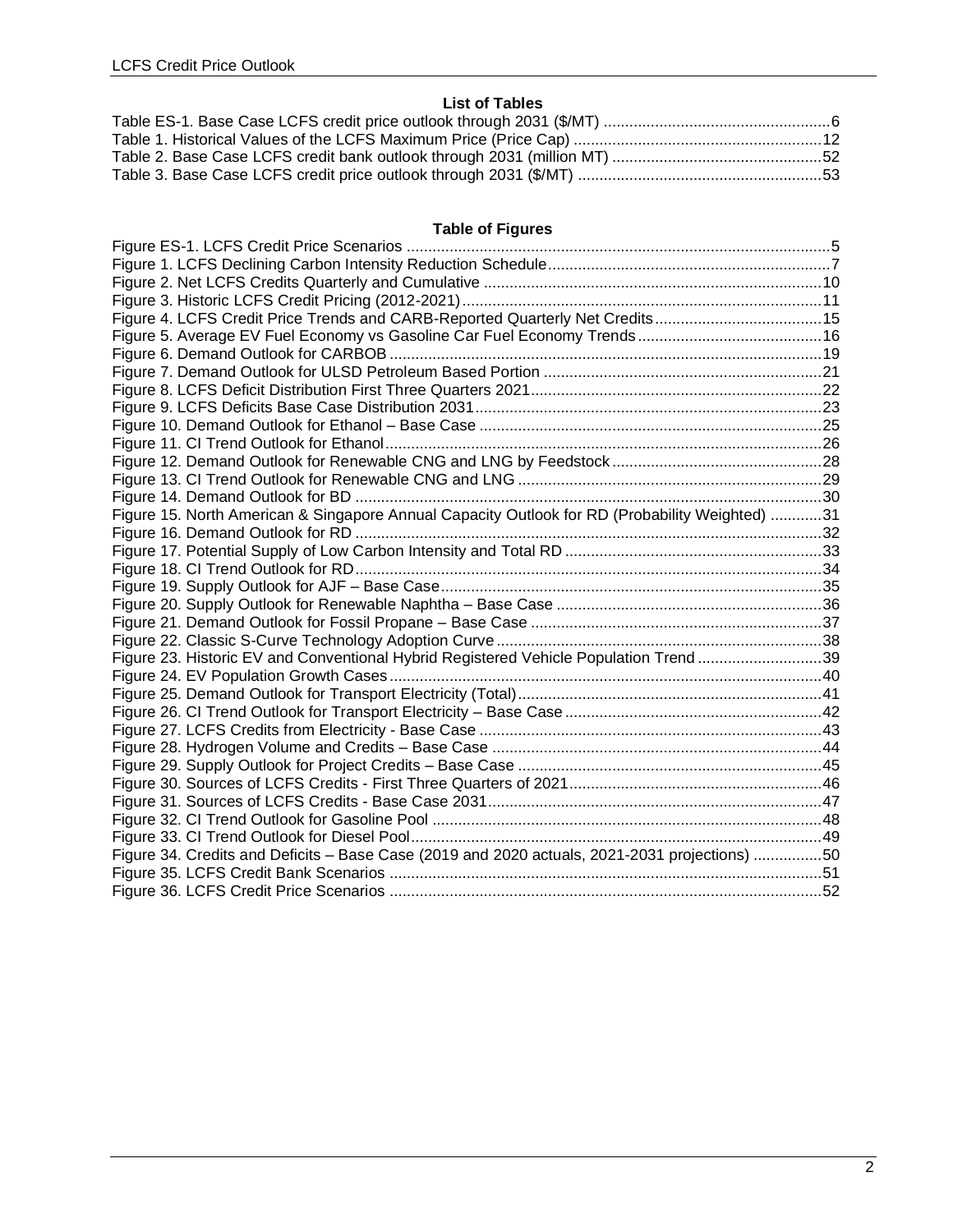## List of Tables

Table ES-1. Base Case LCFS credit price outlook through 2031 ($/MT) ....................................................6
Table 1. Historical Values of the LCFS Maximum Price (Price Cap) ..........................................................12
Table 2. Base Case LCFS credit bank outlook through 2031 (million MT) ................................................52
Table 3. Base Case LCFS credit price outlook through 2031 ($/MT) ........................................................53

## Table of Figures

Figure ES-1. LCFS Credit Price Scenarios ..................................................................................................5
Figure 1. LCFS Declining Carbon Intensity Reduction Schedule.................................................................7
Figure 2. Net LCFS Credits Quarterly and Cumulative ..............................................................................10
Figure 3. Historic LCFS Credit Pricing (2012-2021)...................................................................................11
Figure 4. LCFS Credit Price Trends and CARB-Reported Quarterly Net Credits.......................................15
Figure 5. Average EV Fuel Economy vs Gasoline Car Fuel Economy Trends...........................................16
Figure 6. Demand Outlook for CARBOB ....................................................................................................19
Figure 7. Demand Outlook for ULSD Petroleum Based Portion ................................................................21
Figure 8. LCFS Deficit Distribution First Three Quarters 2021...................................................................22
Figure 9. LCFS Deficits Base Case Distribution 2031................................................................................23
Figure 10. Demand Outlook for Ethanol – Base Case ...............................................................................25
Figure 11. CI Trend Outlook for Ethanol.....................................................................................................26
Figure 12. Demand Outlook for Renewable CNG and LNG by Feedstock................................................28
Figure 13. CI Trend Outlook for Renewable CNG and LNG ......................................................................29
Figure 14. Demand Outlook for BD ............................................................................................................30
Figure 15. North American & Singapore Annual Capacity Outlook for RD (Probability Weighted) ............31
Figure 16. Demand Outlook for RD ............................................................................................................32
Figure 17. Potential Supply of Low Carbon Intensity and Total RD ...........................................................33
Figure 18. CI Trend Outlook for RD............................................................................................................34
Figure 19. Supply Outlook for AJF – Base Case........................................................................................35
Figure 20. Supply Outlook for Renewable Naphtha – Base Case .............................................................36
Figure 21. Demand Outlook for Fossil Propane – Base Case ...................................................................37
Figure 22. Classic S-Curve Technology Adoption Curve............................................................................38
Figure 23. Historic EV and Conventional Hybrid Registered Vehicle Population Trend .............................39
Figure 24. EV Population Growth Cases....................................................................................................40
Figure 25. Demand Outlook for Transport Electricity (Total)......................................................................41
Figure 26. CI Trend Outlook for Transport Electricity – Base Case ...........................................................42
Figure 27. LCFS Credits from Electricity - Base Case ...............................................................................43
Figure 28. Hydrogen Volume and Credits – Base Case .............................................................................44
Figure 29. Supply Outlook for Project Credits – Base Case .......................................................................45
Figure 30. Sources of LCFS Credits - First Three Quarters of 2021..........................................................46
Figure 31. Sources of LCFS Credits - Base Case 2031.............................................................................47
Figure 32. CI Trend Outlook for Gasoline Pool ..........................................................................................48
Figure 33. CI Trend Outlook for Diesel Pool...............................................................................................49
Figure 34. Credits and Deficits – Base Case (2019 and 2020 actuals, 2021-2031 projections) ................50
Figure 35. LCFS Credit Bank Scenarios ....................................................................................................51
Figure 36. LCFS Credit Price Scenarios ....................................................................................................52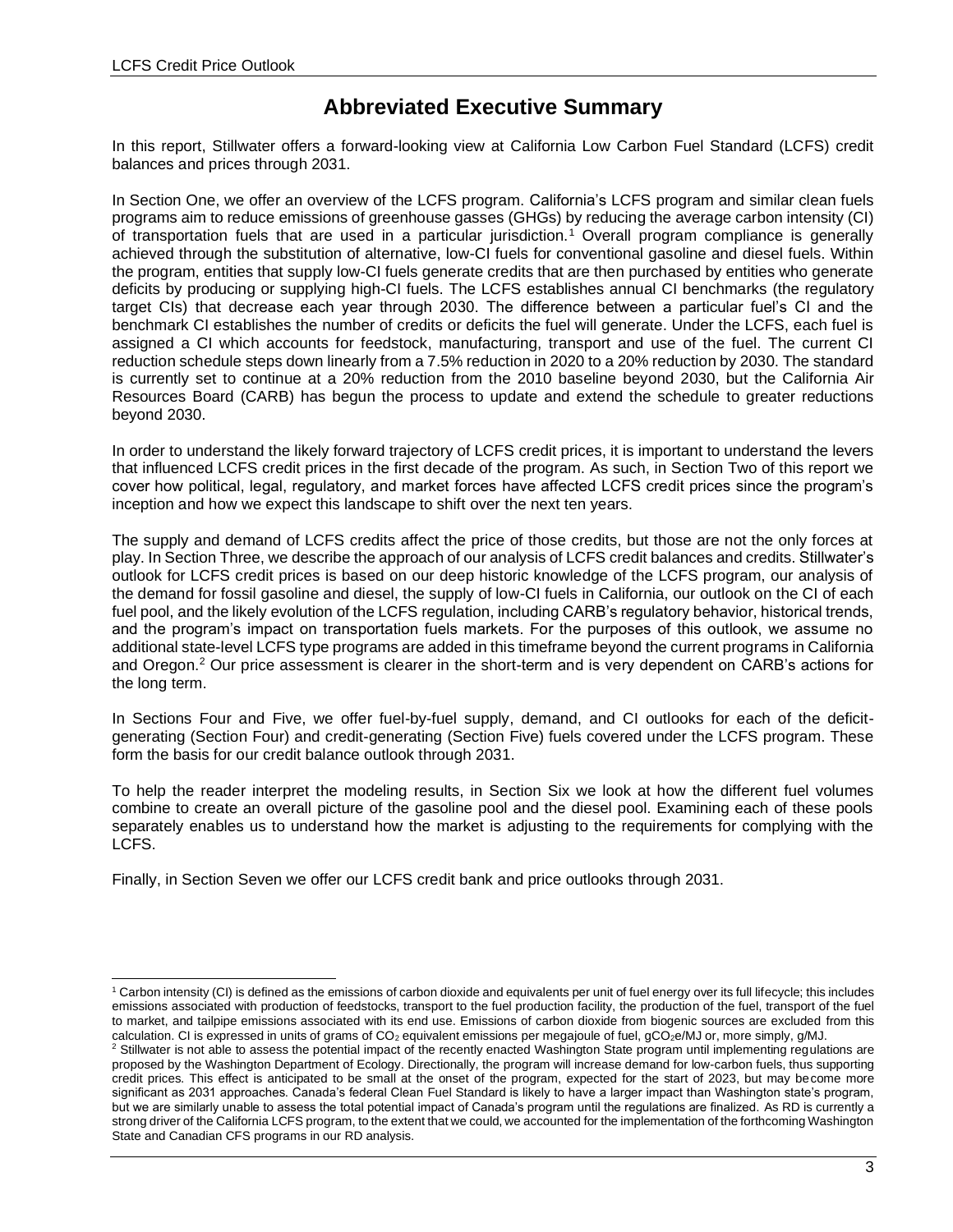# Abbreviated Executive Summary

In this report, Stillwater offers a forward-looking view at California Low Carbon Fuel Standard (LCFS) credit balances and prices through 2031.

In Section One, we offer an overview of the LCFS program. California's LCFS program and similar clean fuels programs aim to reduce emissions of greenhouse gasses (GHGs) by reducing the average carbon intensity (CI) of transportation fuels that are used in a particular jurisdiction.[1] Overall program compliance is generally achieved through the substitution of alternative, low-CI fuels for conventional gasoline and diesel fuels. Within the program, entities that supply low-CI fuels generate credits that are then purchased by entities who generate deficits by producing or supplying high-CI fuels. The LCFS establishes annual CI benchmarks (the regulatory target CIs) that decrease each year through 2030. The difference between a particular fuel's CI and the benchmark CI establishes the number of credits or deficits the fuel will generate. Under the LCFS, each fuel is assigned a CI which accounts for feedstock, manufacturing, transport and use of the fuel. The current CI reduction schedule steps down linearly from a 7.5% reduction in 2020 to a 20% reduction by 2030. The standard is currently set to continue at a 20% reduction from the 2010 baseline beyond 2030, but the California Air Resources Board (CARB) has begun the process to update and extend the schedule to greater reductions beyond 2030.

In order to understand the likely forward trajectory of LCFS credit prices, it is important to understand the levers that influenced LCFS credit prices in the first decade of the program. As such, in Section Two of this report we cover how political, legal, regulatory, and market forces have affected LCFS credit prices since the program's inception and how we expect this landscape to shift over the next ten years.

The supply and demand of LCFS credits affect the price of those credits, but those are not the only forces at play. In Section Three, we describe the approach of our analysis of LCFS credit balances and credits. Stillwater's outlook for LCFS credit prices is based on our deep historic knowledge of the LCFS program, our analysis of the demand for fossil gasoline and diesel, the supply of low-CI fuels in California, our outlook on the CI of each fuel pool, and the likely evolution of the LCFS regulation, including CARB's regulatory behavior, historical trends, and the program's impact on transportation fuels markets. For the purposes of this outlook, we assume no additional state-level LCFS type programs are added in this timeframe beyond the current programs in California and Oregon.[2] Our price assessment is clearer in the short-term and is very dependent on CARB's actions for the long term.

In Sections Four and Five, we offer fuel-by-fuel supply, demand, and CI outlooks for each of the deficit-generating (Section Four) and credit-generating (Section Five) fuels covered under the LCFS program. These form the basis for our credit balance outlook through 2031.

To help the reader interpret the modeling results, in Section Six we look at how the different fuel volumes combine to create an overall picture of the gasoline pool and the diesel pool. Examining each of these pools separately enables us to understand how the market is adjusting to the requirements for complying with the LCFS.

Finally, in Section Seven we offer our LCFS credit bank and price outlooks through 2031.

---

[1] Carbon intensity (CI) is defined as the emissions of carbon dioxide and equivalents per unit of fuel energy over its full lifecycle; this includes emissions associated with production of feedstocks, transport to the fuel production facility, the production of the fuel, transport of the fuel to market, and tailpipe emissions associated with its end use. Emissions of carbon dioxide from biogenic sources are excluded from this calculation. CI is expressed in units of grams of $CO_2$ equivalent emissions per megajoule of fuel, $gCO_2e/MJ$ or, more simply, g/MJ.

[2] Stillwater is not able to assess the potential impact of the recently enacted Washington State program until implementing regulations are proposed by the Washington Department of Ecology. Directionally, the program will increase demand for low-carbon fuels, thus supporting credit prices. This effect is anticipated to be small at the onset of the program, expected for the start of 2023, but may become more significant as 2031 approaches. Canada's federal Clean Fuel Standard is likely to have a larger impact than Washington state's program, but we are similarly unable to assess the total potential impact of Canada's program until the regulations are finalized. As RD is currently a strong driver of the California LCFS program, to the extent that we could, we accounted for the implementation of the forthcoming Washington State and Canadian CFS programs in our RD analysis.